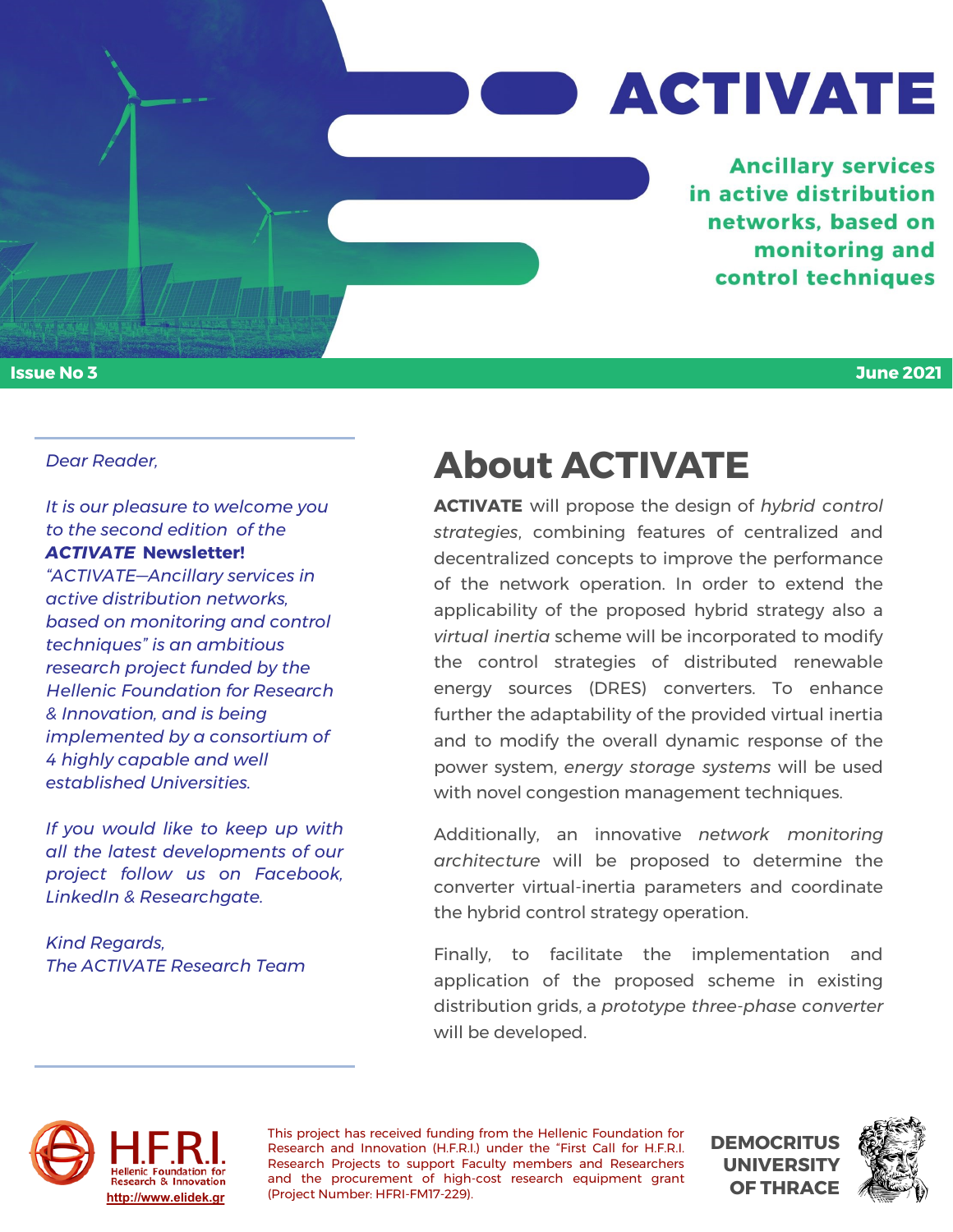# ACTIVATE

**Ancillary services in active distribution networks, based on monitoring and control techniques**

**Issue No 3** | **June 2021**

*Dear Reader,*

*It is our pleasure to welcome you to the second edition of the* ***ACTIVATE* Newsletter!** *"ACTIVATE—Ancillary services in active distribution networks, based on monitoring and control techniques" is an ambitious research project funded by the Hellenic Foundation for Research & Innovation, and is being implemented by a consortium of 4 highly capable and well established Universities.*

*If you would like to keep up with all the latest developments of our project follow us on Facebook, LinkedIn & Researchgate.*

*Kind Regards,*
*The ACTIVATE Research Team*

## About ACTIVATE

**ACTIVATE** will propose the design of *hybrid control strategies*, combining features of centralized and decentralized concepts to improve the performance of the network operation. In order to extend the applicability of the proposed hybrid strategy also a *virtual inertia* scheme will be incorporated to modify the control strategies of distributed renewable energy sources (DRES) converters. To enhance further the adaptability of the provided virtual inertia and to modify the overall dynamic response of the power system, *energy storage systems* will be used with novel congestion management techniques.

Additionally, an innovative *network monitoring architecture* will be proposed to determine the converter virtual-inertia parameters and coordinate the hybrid control strategy operation.

Finally, to facilitate the implementation and application of the proposed scheme in existing distribution grids, a *prototype three-phase converter* will be developed.

H.F.R.I. Hellenic Foundation for Research & Innovation
http://www.elidek.gr

This project has received funding from the Hellenic Foundation for Research and Innovation (H.F.R.I.) under the "First Call for H.F.R.I. Research Projects to support Faculty members and Researchers and the procurement of high-cost research equipment grant (Project Number: HFRI-FM17-229).

DEMOCRITUS UNIVERSITY OF THRACE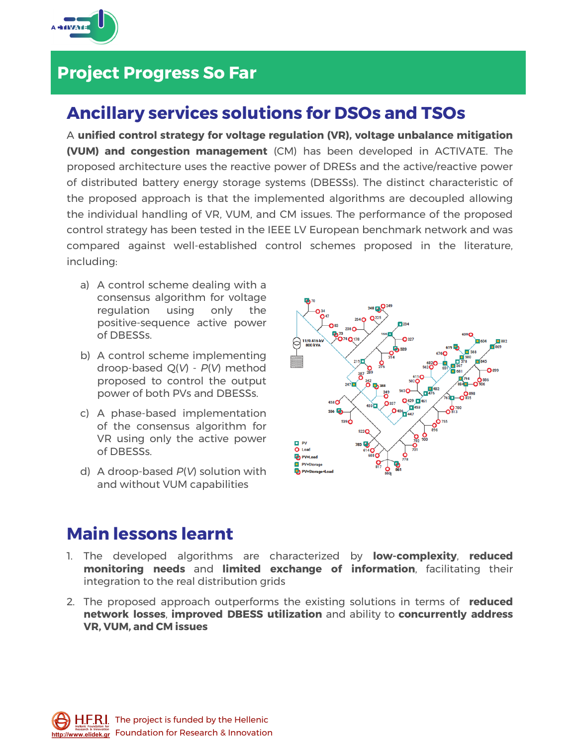# Project Progress So Far

## Ancillary services solutions for DSOs and TSOs

A **unified control strategy for voltage regulation (VR), voltage unbalance mitigation (VUM) and congestion management** (CM) has been developed in ACTIVATE. The proposed architecture uses the reactive power of DRESs and the active/reactive power of distributed battery energy storage systems (DBESSs). The distinct characteristic of the proposed approach is that the implemented algorithms are decoupled allowing the individual handling of VR, VUM, and CM issues. The performance of the proposed control strategy has been tested in the IEEE LV European benchmark network and was compared against well-established control schemes proposed in the literature, including:

a) A control scheme dealing with a consensus algorithm for voltage regulation using only the positive-sequence active power of DBESSs.

b) A control scheme implementing droop-based $Q(V)$ - $P(V)$ method proposed to control the output power of both PVs and DBESSs.

c) A phase-based implementation of the consensus algorithm for VR using only the active power of DBESSs.

d) A droop-based $P(V)$ solution with and without VUM capabilities

11/0.416 kV
800 kVA

PV
Load
PV+Load
PV+Storage
PV+Storage+Load

## Main lessons learnt

1. The developed algorithms are characterized by **low-complexity**, **reduced monitoring needs** and **limited exchange of information**, facilitating their integration to the real distribution grids

2. The proposed approach outperforms the existing solutions in terms of **reduced network losses**, **improved DBESS utilization** and ability to **concurrently address VR, VUM, and CM issues**

H.F.R.I. Hellenic Foundation for Research & Innovation http://www.elidek.gr The project is funded by the Hellenic Foundation for Research & Innovation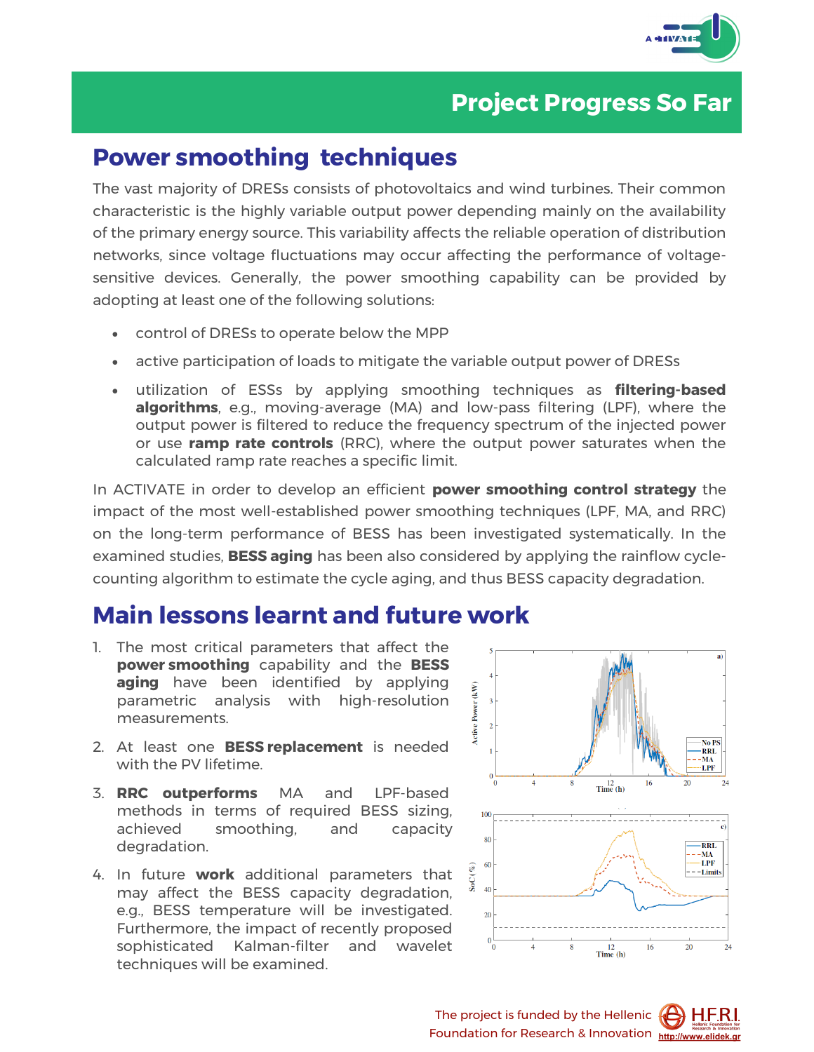## Project Progress So Far

# Power smoothing techniques

The vast majority of DRESs consists of photovoltaics and wind turbines. Their common characteristic is the highly variable output power depending mainly on the availability of the primary energy source. This variability affects the reliable operation of distribution networks, since voltage fluctuations may occur affecting the performance of voltage-sensitive devices. Generally, the power smoothing capability can be provided by adopting at least one of the following solutions:

- control of DRESs to operate below the MPP
- active participation of loads to mitigate the variable output power of DRESs
- utilization of ESSs by applying smoothing techniques as **filtering-based algorithms**, e.g., moving-average (MA) and low-pass filtering (LPF), where the output power is filtered to reduce the frequency spectrum of the injected power or use **ramp rate controls** (RRC), where the output power saturates when the calculated ramp rate reaches a specific limit.

In ACTIVATE in order to develop an efficient **power smoothing control strategy** the impact of the most well-established power smoothing techniques (LPF, MA, and RRC) on the long-term performance of BESS has been investigated systematically. In the examined studies, **BESS aging** has been also considered by applying the rainflow cycle-counting algorithm to estimate the cycle aging, and thus BESS capacity degradation.

# Main lessons learnt and future work

1. The most critical parameters that affect the **power smoothing** capability and the **BESS aging** have been identified by applying parametric analysis with high-resolution measurements.
2. At least one **BESS replacement** is needed with the PV lifetime.
3. **RRC outperforms** MA and LPF-based methods in terms of required BESS sizing, achieved smoothing, and capacity degradation.
4. In future **work** additional parameters that may affect the BESS capacity degradation, e.g., BESS temperature will be investigated. Furthermore, the impact of recently proposed sophisticated Kalman-filter and wavelet techniques will be examined.

a)
Active Power (kW)
Time (h)
No PS
RRL
MA
LPF

c)
SoC (%)
Time (h)
RRL
MA
LPF
Limits

The project is funded by the Hellenic Foundation for Research & Innovation
http://www.elidek.gr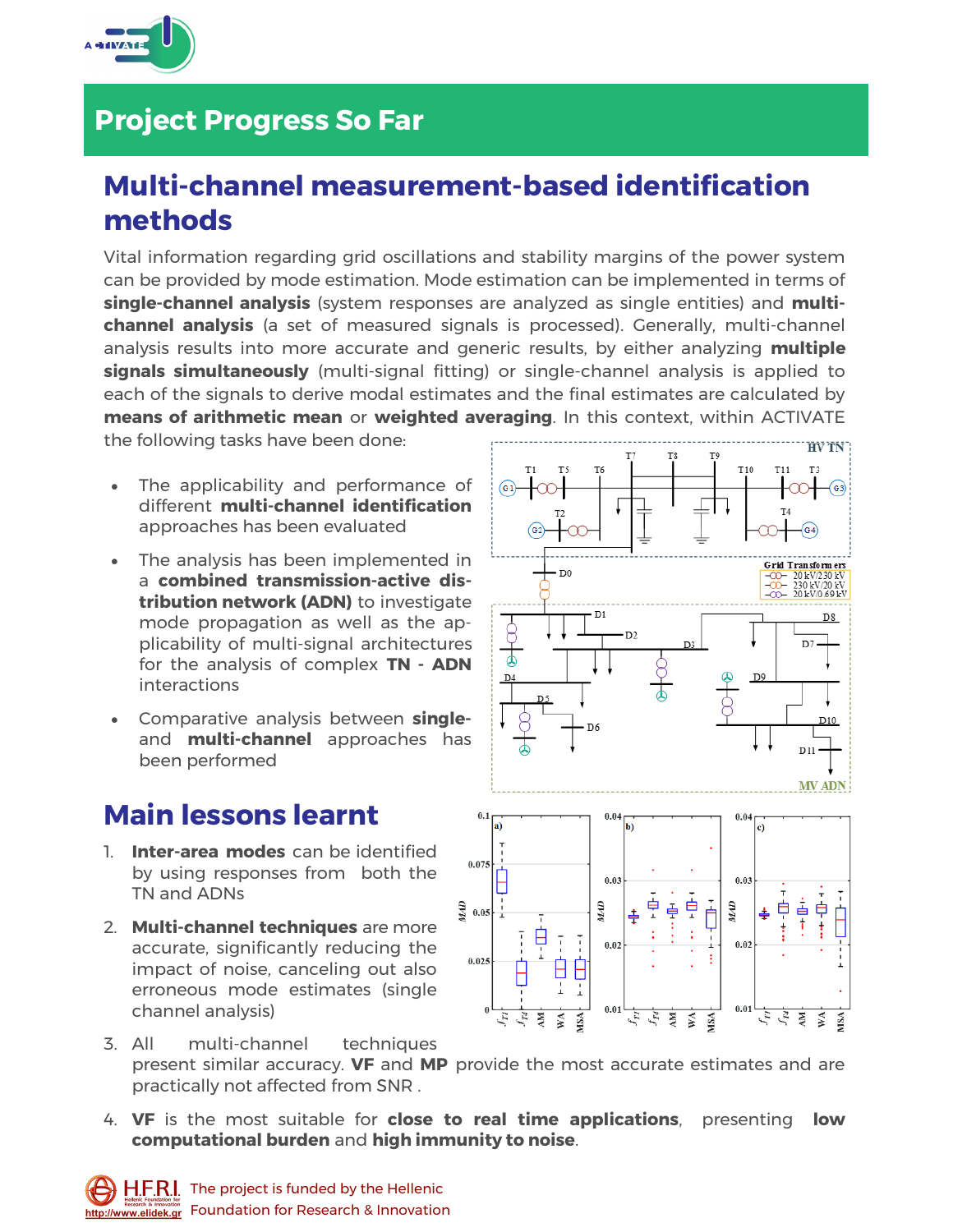# Project Progress So Far

## Multi-channel measurement-based identification methods

Vital information regarding grid oscillations and stability margins of the power system can be provided by mode estimation. Mode estimation can be implemented in terms of **single-channel analysis** (system responses are analyzed as single entities) and **multi-channel analysis** (a set of measured signals is processed). Generally, multi-channel analysis results into more accurate and generic results, by either analyzing **multiple signals simultaneously** (multi-signal fitting) or single-channel analysis is applied to each of the signals to derive modal estimates and the final estimates are calculated by **means of arithmetic mean** or **weighted averaging**. In this context, within ACTIVATE the following tasks have been done:

- The applicability and performance of different **multi-channel identification** approaches has been evaluated
- The analysis has been implemented in a **combined transmission-active distribution network (ADN)** to investigate mode propagation as well as the applicability of multi-signal architectures for the analysis of complex **TN - ADN** interactions
- Comparative analysis between **single-** and **multi-channel** approaches has been performed

HV TN
T1 T5 T6 T7 T8 T9 T10 T11 T3
G1 G3
T2 T4
G2 G4
D0
Grid Transformers
20 kV/230 kV
230 kV/20 kV
20 kV/0.69 kV
D1 D2 D3 D4 D5 D6 D7 D8 D9 D10 D11
MV ADN

## Main lessons learnt

1. **Inter-area modes** can be identified by using responses from both the TN and ADNs
2. **Multi-channel techniques** are more accurate, significantly reducing the impact of noise, canceling out also erroneous mode estimates (single channel analysis)

a) b) c)
MAD
0.1
0.075
0.05
0.025
0
0.04
0.03
0.02
0.01
$f_{r1}$ $f_{r4}$ AM WA MSA

3. All multi-channel techniques present similar accuracy. **VF** and **MP** provide the most accurate estimates and are practically not affected from SNR .
4. **VF** is the most suitable for **close to real time applications**, presenting **low computational burden** and **high immunity to noise**.

The project is funded by the Hellenic Foundation for Research & Innovation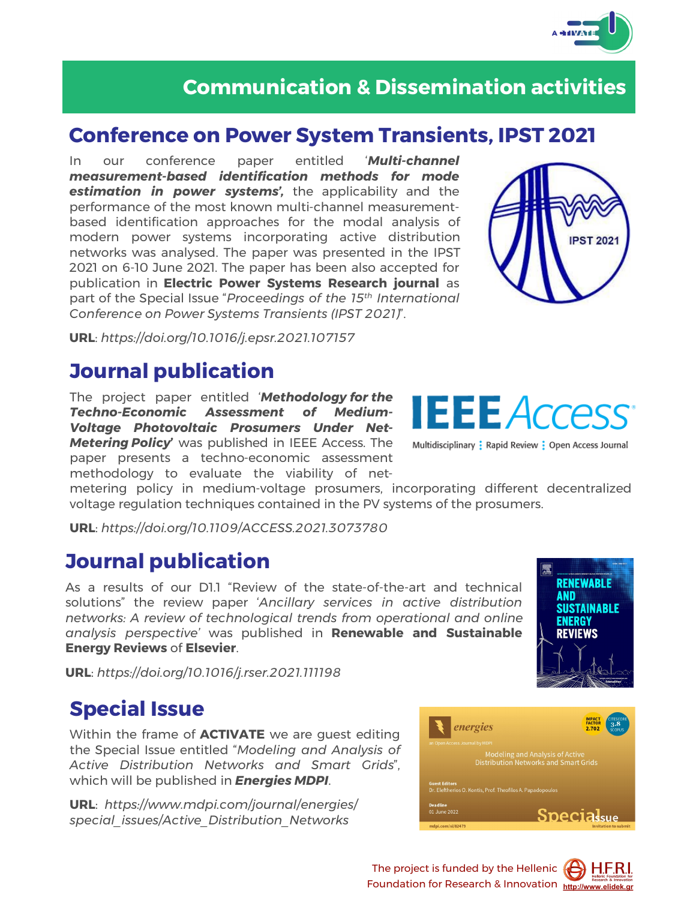## Communication & Dissemination activities

## Conference on Power System Transients, IPST 2021

In our conference paper entitled '***Multi-channel measurement-based identification methods for mode estimation in power systems',*** the applicability and the performance of the most known multi-channel measurement-based identification approaches for the modal analysis of modern power systems incorporating active distribution networks was analysed. The paper was presented in the IPST 2021 on 6-10 June 2021. The paper has been also accepted for publication in **Electric Power Systems Research journal** as part of the Special Issue "*Proceedings of the 15th International Conference on Power Systems Transients (IPST 2021)*".

**URL**: *https://doi.org/10.1016/j.epsr.2021.107157*

## Journal publication

The project paper entitled '***Methodology for the Techno-Economic Assessment of Medium-Voltage Photovoltaic Prosumers Under Net-Metering Policy***' was published in IEEE Access. The paper presents a techno-economic assessment methodology to evaluate the viability of net-metering policy in medium-voltage prosumers, incorporating different decentralized voltage regulation techniques contained in the PV systems of the prosumers.

**URL**: *https://doi.org/10.1109/ACCESS.2021.3073780*

## Journal publication

As a results of our D1.1 "Review of the state-of-the-art and technical solutions" the review paper '*Ancillary services in active distribution networks: A review of technological trends from operational and online analysis perspective*' was published in **Renewable and Sustainable Energy Reviews** of **Elsevier**.

**URL**: *https://doi.org/10.1016/j.rser.2021.111198*

## Special Issue

Within the frame of **ACTIVATE** we are guest editing the Special Issue entitled "*Modeling and Analysis of Active Distribution Networks and Smart Grids*", which will be published in ***Energies MDPI***.

**URL**: *https://www.mdpi.com/journal/energies/special_issues/Active_Distribution_Networks*

The project is funded by the Hellenic Foundation for Research & Innovation http://www.elidek.gr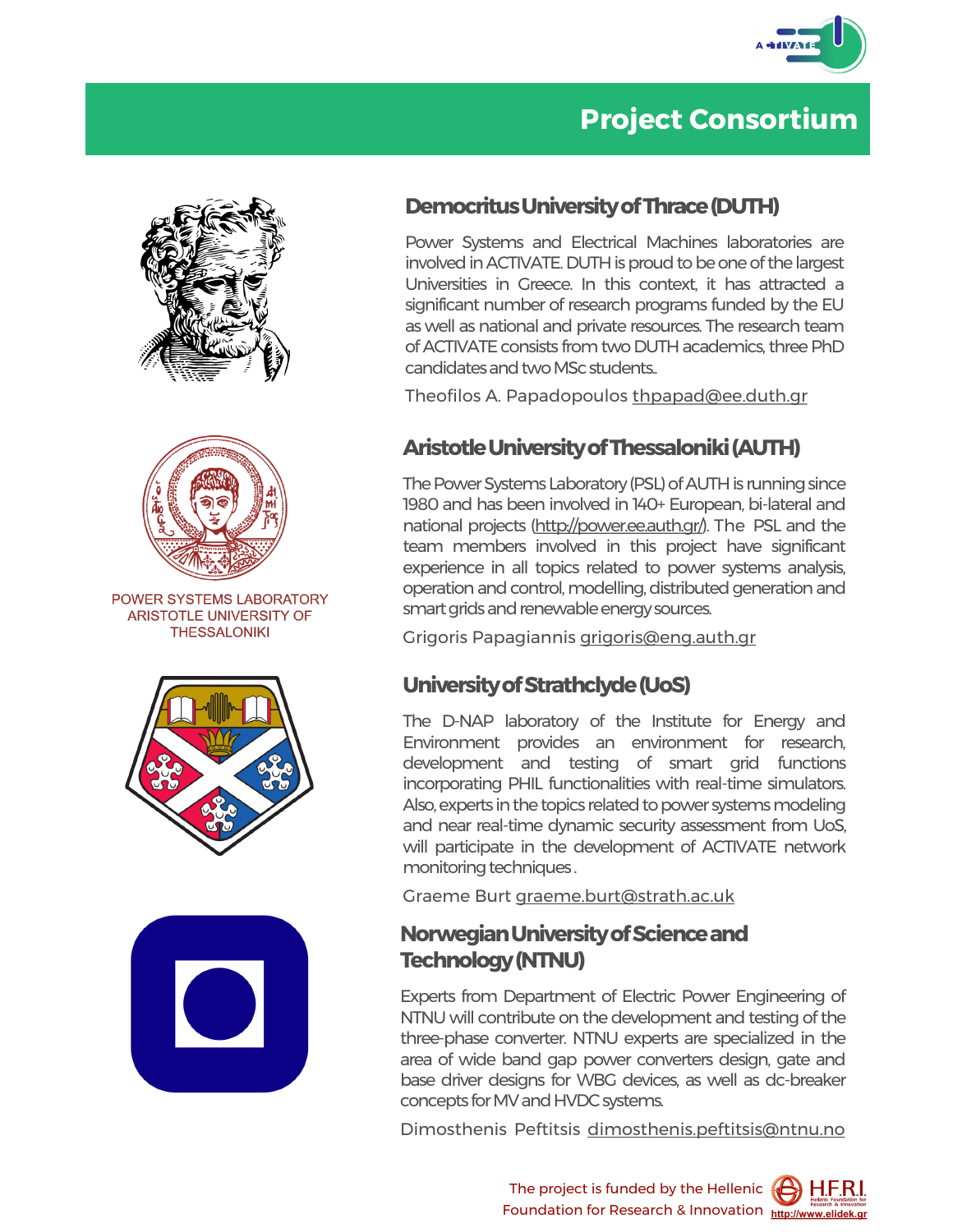# Project Consortium

## Democritus University of Thrace (DUTH)

Power Systems and Electrical Machines laboratories are involved in ACTIVATE. DUTH is proud to be one of the largest Universities in Greece. In this context, it has attracted a significant number of research programs funded by the EU as well as national and private resources. The research team of ACTIVATE consists from two DUTH academics, three PhD candidates and two MSc students..

Theofilos A. Papadopoulos thpapad@ee.duth.gr

## Aristotle University of Thessaloniki (AUTH)

POWER SYSTEMS LABORATORY ARISTOTLE UNIVERSITY OF THESSALONIKI

The Power Systems Laboratory (PSL) of AUTH is running since 1980 and has been involved in 140+ European, bi-lateral and national projects (http://power.ee.auth.gr/). The PSL and the team members involved in this project have significant experience in all topics related to power systems analysis, operation and control, modelling, distributed generation and smart grids and renewable energy sources.

Grigoris Papagiannis grigoris@eng.auth.gr

## University of Strathclyde (UoS)

The D-NAP laboratory of the Institute for Energy and Environment provides an environment for research, development and testing of smart grid functions incorporating PHIL functionalities with real-time simulators. Also, experts in the topics related to power systems modeling and near real-time dynamic security assessment from UoS, will participate in the development of ACTIVATE network monitoring techniques .

Graeme Burt graeme.burt@strath.ac.uk

## Norwegian University of Science and Technology (NTNU)

Experts from Department of Electric Power Engineering of NTNU will contribute on the development and testing of the three-phase converter. NTNU experts are specialized in the area of wide band gap power converters design, gate and base driver designs for WBG devices, as well as dc-breaker concepts for MV and HVDC systems.

Dimosthenis Peftitsis dimosthenis.peftitsis@ntnu.no

The project is funded by the Hellenic Foundation for Research & Innovation http://www.elidek.gr